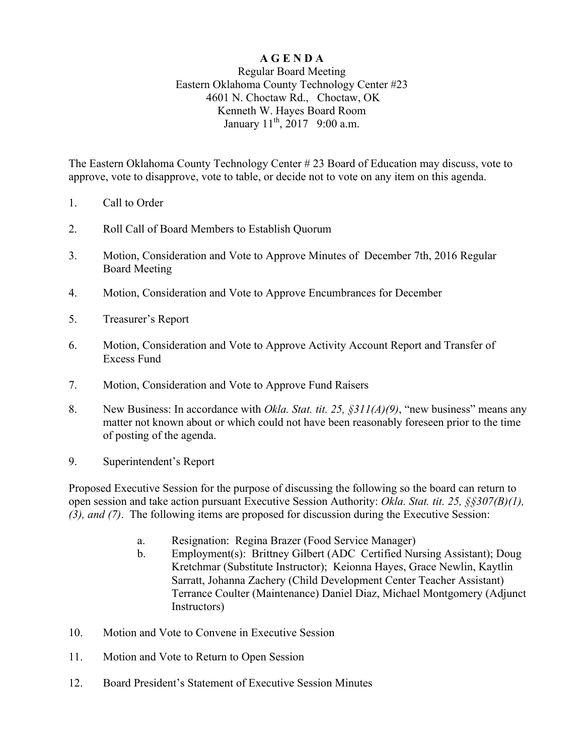# A G E N D A

Regular Board Meeting
Eastern Oklahoma County Technology Center #23
4601 N. Choctaw Rd., Choctaw, OK
Kenneth W. Hayes Board Room
January 11th, 2017 9:00 a.m.

The Eastern Oklahoma County Technology Center # 23 Board of Education may discuss, vote to approve, vote to disapprove, vote to table, or decide not to vote on any item on this agenda.

1. Call to Order

2. Roll Call of Board Members to Establish Quorum

3. Motion, Consideration and Vote to Approve Minutes of December 7th, 2016 Regular Board Meeting

4. Motion, Consideration and Vote to Approve Encumbrances for December

5. Treasurer's Report

6. Motion, Consideration and Vote to Approve Activity Account Report and Transfer of Excess Fund

7. Motion, Consideration and Vote to Approve Fund Raisers

8. New Business: In accordance with *Okla. Stat. tit. 25, §311(A)(9)*, "new business" means any matter not known about or which could not have been reasonably foreseen prior to the time of posting of the agenda.

9. Superintendent's Report

Proposed Executive Session for the purpose of discussing the following so the board can return to open session and take action pursuant Executive Session Authority: *Okla. Stat. tit. 25, §§307(B)(1), (3), and (7)*. The following items are proposed for discussion during the Executive Session:

   a. Resignation: Regina Brazer (Food Service Manager)
   b. Employment(s): Brittney Gilbert (ADC Certified Nursing Assistant); Doug Kretchmar (Substitute Instructor); Keionna Hayes, Grace Newlin, Kaytlin Sarratt, Johanna Zachery (Child Development Center Teacher Assistant) Terrance Coulter (Maintenance) Daniel Diaz, Michael Montgomery (Adjunct Instructors)

10. Motion and Vote to Convene in Executive Session

11. Motion and Vote to Return to Open Session

12. Board President's Statement of Executive Session Minutes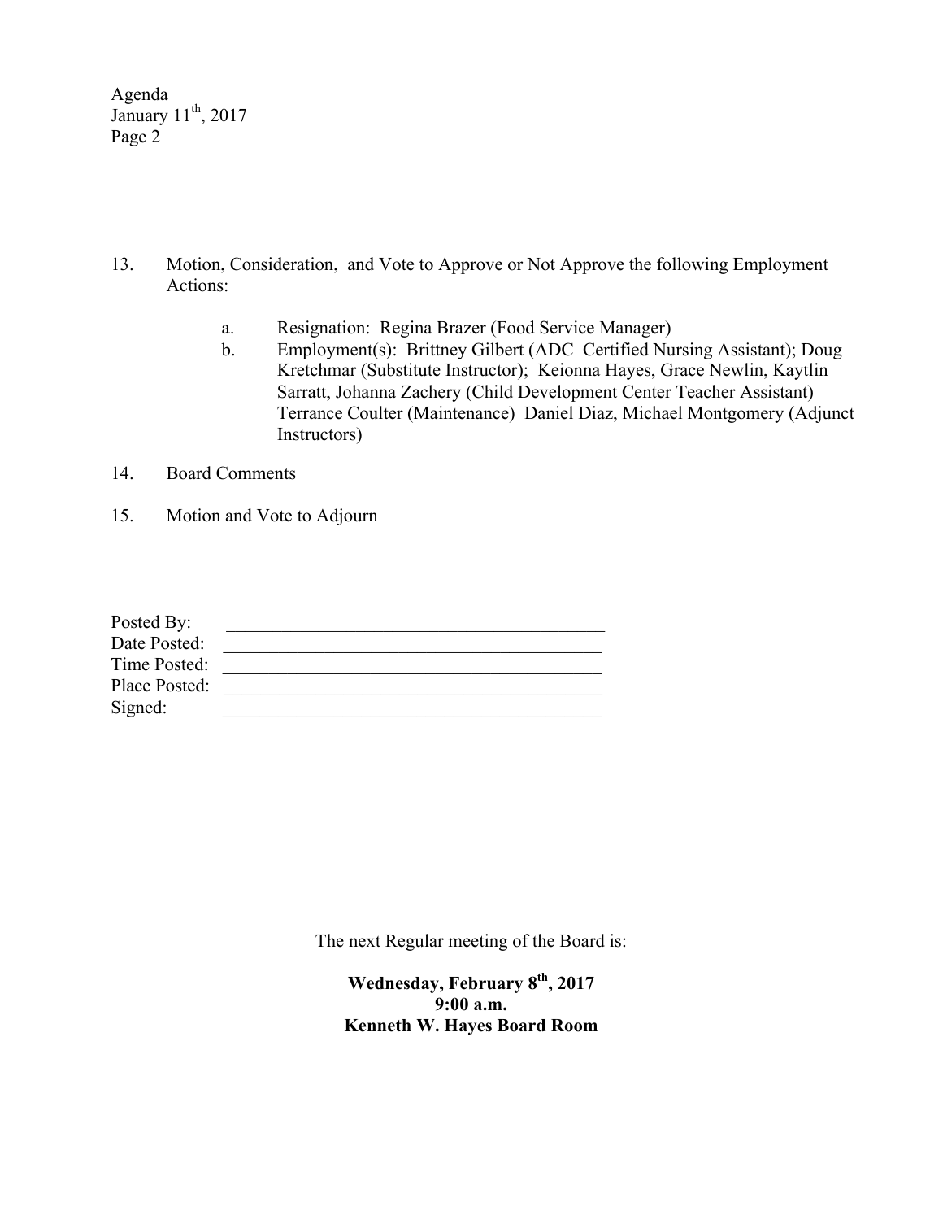13. Motion, Consideration, and Vote to Approve or Not Approve the following Employment Actions:

    a. Resignation: Regina Brazer (Food Service Manager)
    b. Employment(s): Brittney Gilbert (ADC Certified Nursing Assistant); Doug Kretchmar (Substitute Instructor); Keionna Hayes, Grace Newlin, Kaytlin Sarratt, Johanna Zachery (Child Development Center Teacher Assistant) Terrance Coulter (Maintenance) Daniel Diaz, Michael Montgomery (Adjunct Instructors)

14. Board Comments

15. Motion and Vote to Adjourn

Posted By: ________________________________________

Date Posted: ________________________________________

Time Posted: ________________________________________

Place Posted: ________________________________________

Signed: ________________________________________

The next Regular meeting of the Board is:

**Wednesday, February 8th, 2017**
**9:00 a.m.**
**Kenneth W. Hayes Board Room**